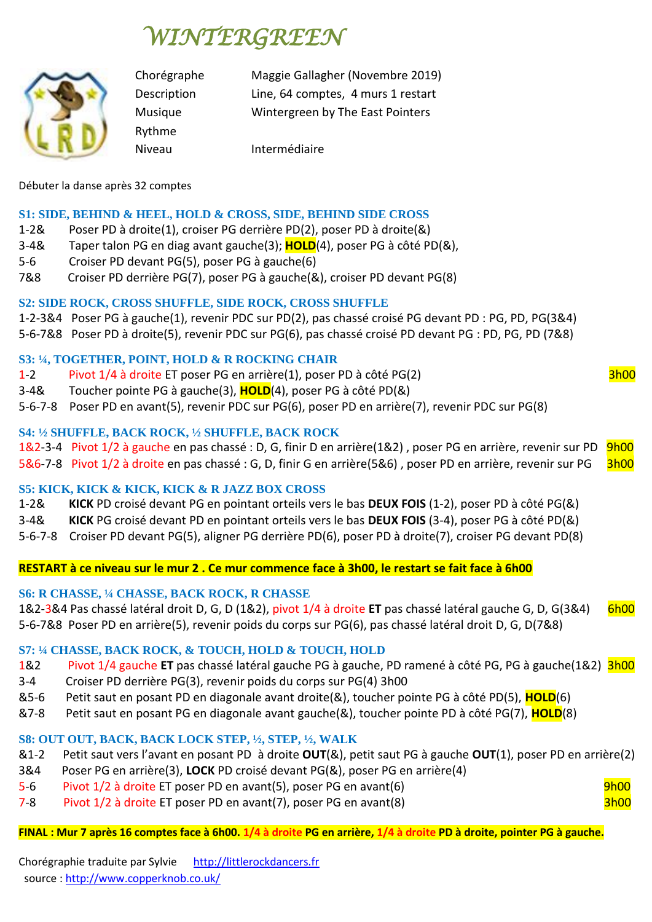# WINTERGREEN

| | |
|---|---|
| Chorégraphe | Maggie Gallagher (Novembre 2019) |
| Description | Line, 64 comptes, 4 murs 1 restart |
| Musique | Wintergreen by The East Pointers |
| Rythme | |
| Niveau | Intermédiaire |

Débuter la danse après 32 comptes

### S1: SIDE, BEHIND & HEEL, HOLD & CROSS, SIDE, BEHIND SIDE CROSS

1-2& Poser PD à droite(1), croiser PG derrière PD(2), poser PD à droite(&)
3-4& Taper talon PG en diag avant gauche(3); **HOLD**(4), poser PG à côté PD(&),
5-6 Croiser PD devant PG(5), poser PG à gauche(6)
7&8 Croiser PD derrière PG(7), poser PG à gauche(&), croiser PD devant PG(8)

### S2: SIDE ROCK, CROSS SHUFFLE, SIDE ROCK, CROSS SHUFFLE

1-2-3&4 Poser PG à gauche(1), revenir PDC sur PD(2), pas chassé croisé PG devant PD : PG, PD, PG(3&4)
5-6-7&8 Poser PD à droite(5), revenir PDC sur PG(6), pas chassé croisé PD devant PG : PD, PG, PD (7&8)

### S3: ¼, TOGETHER, POINT, HOLD & R ROCKING CHAIR

1-2 Pivot 1/4 à droite ET poser PG en arrière(1), poser PD à côté PG(2) — 3h00
3-4& Toucher pointe PG à gauche(3), **HOLD**(4), poser PG à côté PD(&)
5-6-7-8 Poser PD en avant(5), revenir PDC sur PG(6), poser PD en arrière(7), revenir PDC sur PG(8)

### S4: ½ SHUFFLE, BACK ROCK, ½ SHUFFLE, BACK ROCK

1&2-3-4 Pivot 1/2 à gauche en pas chassé : D, G, finir D en arrière(1&2) , poser PG en arrière, revenir sur PD — 9h00
5&6-7-8 Pivot 1/2 à droite en pas chassé : G, D, finir G en arrière(5&6) , poser PD en arrière, revenir sur PG — 3h00

### S5: KICK, KICK & KICK, KICK & R JAZZ BOX CROSS

1-2& **KICK** PD croisé devant PG en pointant orteils vers le bas **DEUX FOIS** (1-2), poser PD à côté PG(&)
3-4& **KICK** PG croisé devant PD en pointant orteils vers le bas **DEUX FOIS** (3-4), poser PG à côté PD(&)
5-6-7-8 Croiser PD devant PG(5), aligner PG derrière PD(6), poser PD à droite(7), croiser PG devant PD(8)

**RESTART à ce niveau sur le mur 2 . Ce mur commence face à 3h00, le restart se fait face à 6h00**

### S6: R CHASSE, ¼ CHASSE, BACK ROCK, R CHASSE

1&2-3&4 Pas chassé latéral droit D, G, D (1&2), pivot 1/4 à droite **ET** pas chassé latéral gauche G, D, G(3&4) — 6h00
5-6-7&8 Poser PD en arrière(5), revenir poids du corps sur PG(6), pas chassé latéral droit D, G, D(7&8)

### S7: ¼ CHASSE, BACK ROCK, & TOUCH, HOLD & TOUCH, HOLD

1&2 Pivot 1/4 gauche **ET** pas chassé latéral gauche PG à gauche, PD ramené à côté PG, PG à gauche(1&2) — 3h00
3-4 Croiser PD derrière PG(3), revenir poids du corps sur PG(4) 3h00
&5-6 Petit saut en posant PD en diagonale avant droite(&), toucher pointe PG à côté PD(5), **HOLD**(6)
&7-8 Petit saut en posant PG en diagonale avant gauche(&), toucher pointe PD à côté PG(7), **HOLD**(8)

### S8: OUT OUT, BACK, BACK LOCK STEP, ½, STEP, ½, WALK

&1-2 Petit saut vers l'avant en posant PD à droite **OUT**(&), petit saut PG à gauche **OUT**(1), poser PD en arrière(2)
3&4 Poser PG en arrière(3), **LOCK** PD croisé devant PG(&), poser PG en arrière(4)
5-6 Pivot 1/2 à droite ET poser PD en avant(5), poser PG en avant(6) — 9h00
7-8 Pivot 1/2 à droite ET poser PD en avant(7), poser PG en avant(8) — 3h00

**FINAL : Mur 7 après 16 comptes face à 6h00. 1/4 à droite PG en arrière, 1/4 à droite PD à droite, pointer PG à gauche.**

Chorégraphie traduite par Sylvie http://littlerockdancers.fr
source : http://www.copperknob.co.uk/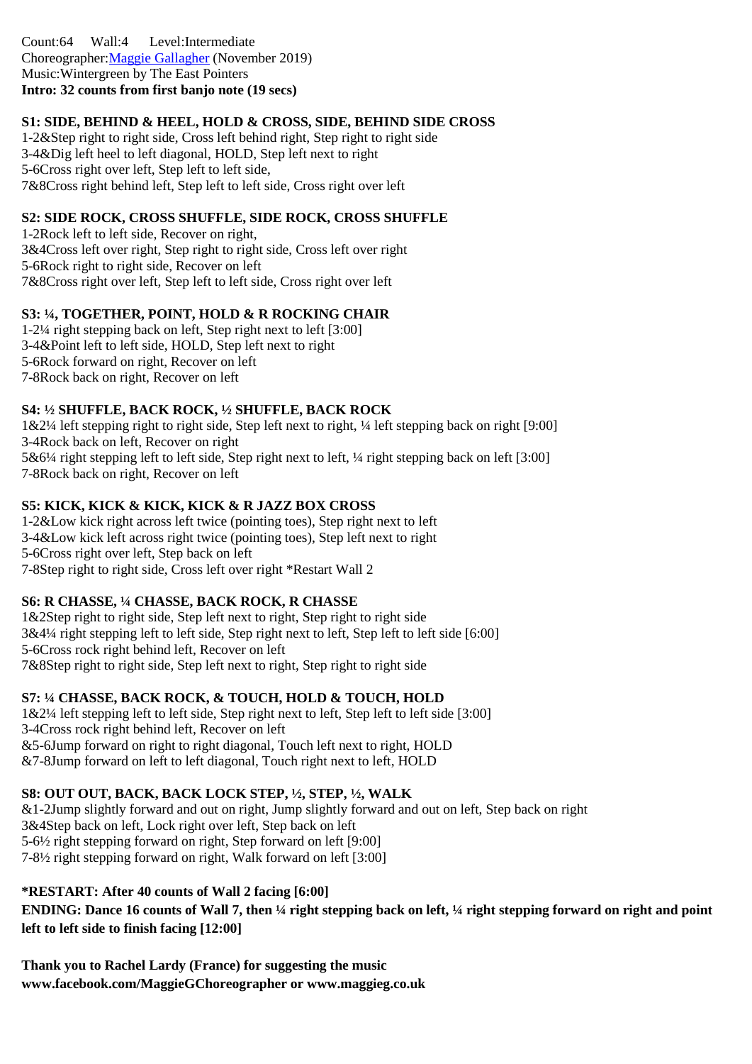Count:64 Wall:4 Level:Intermediate
Choreographer:Maggie Gallagher (November 2019)
Music:Wintergreen by The East Pointers
**Intro: 32 counts from first banjo note (19 secs)**

**S1: SIDE, BEHIND & HEEL, HOLD & CROSS, SIDE, BEHIND SIDE CROSS**
1-2&Step right to right side, Cross left behind right, Step right to right side
3-4&Dig left heel to left diagonal, HOLD, Step left next to right
5-6Cross right over left, Step left to left side,
7&8Cross right behind left, Step left to left side, Cross right over left

**S2: SIDE ROCK, CROSS SHUFFLE, SIDE ROCK, CROSS SHUFFLE**
1-2Rock left to left side, Recover on right,
3&4Cross left over right, Step right to right side, Cross left over right
5-6Rock right to right side, Recover on left
7&8Cross right over left, Step left to left side, Cross right over left

**S3: ¼, TOGETHER, POINT, HOLD & R ROCKING CHAIR**
1-2¼ right stepping back on left, Step right next to left [3:00]
3-4&Point left to left side, HOLD, Step left next to right
5-6Rock forward on right, Recover on left
7-8Rock back on right, Recover on left

**S4: ½ SHUFFLE, BACK ROCK, ½ SHUFFLE, BACK ROCK**
1&2¼ left stepping right to right side, Step left next to right, ¼ left stepping back on right [9:00]
3-4Rock back on left, Recover on right
5&6¼ right stepping left to left side, Step right next to left, ¼ right stepping back on left [3:00]
7-8Rock back on right, Recover on left

**S5: KICK, KICK & KICK, KICK & R JAZZ BOX CROSS**
1-2&Low kick right across left twice (pointing toes), Step right next to left
3-4&Low kick left across right twice (pointing toes), Step left next to right
5-6Cross right over left, Step back on left
7-8Step right to right side, Cross left over right *Restart Wall 2

**S6: R CHASSE, ¼ CHASSE, BACK ROCK, R CHASSE**
1&2Step right to right side, Step left next to right, Step right to right side
3&4¼ right stepping left to left side, Step right next to left, Step left to left side [6:00]
5-6Cross rock right behind left, Recover on left
7&8Step right to right side, Step left next to right, Step right to right side

**S7: ¼ CHASSE, BACK ROCK, & TOUCH, HOLD & TOUCH, HOLD**
1&2¼ left stepping left to left side, Step right next to left, Step left to left side [3:00]
3-4Cross rock right behind left, Recover on left
&5-6Jump forward on right to right diagonal, Touch left next to right, HOLD
&7-8Jump forward on left to left diagonal, Touch right next to left, HOLD

**S8: OUT OUT, BACK, BACK LOCK STEP, ½, STEP, ½, WALK**
&1-2Jump slightly forward and out on right, Jump slightly forward and out on left, Step back on right
3&4Step back on left, Lock right over left, Step back on left
5-6½ right stepping forward on right, Step forward on left [9:00]
7-8½ right stepping forward on right, Walk forward on left [3:00]

**\*RESTART: After 40 counts of Wall 2 facing [6:00]**
**ENDING: Dance 16 counts of Wall 7, then ¼ right stepping back on left, ¼ right stepping forward on right and point left to left side to finish facing [12:00]**

**Thank you to Rachel Lardy (France) for suggesting the music**
**www.facebook.com/MaggieGChoreographer or www.maggieg.co.uk**